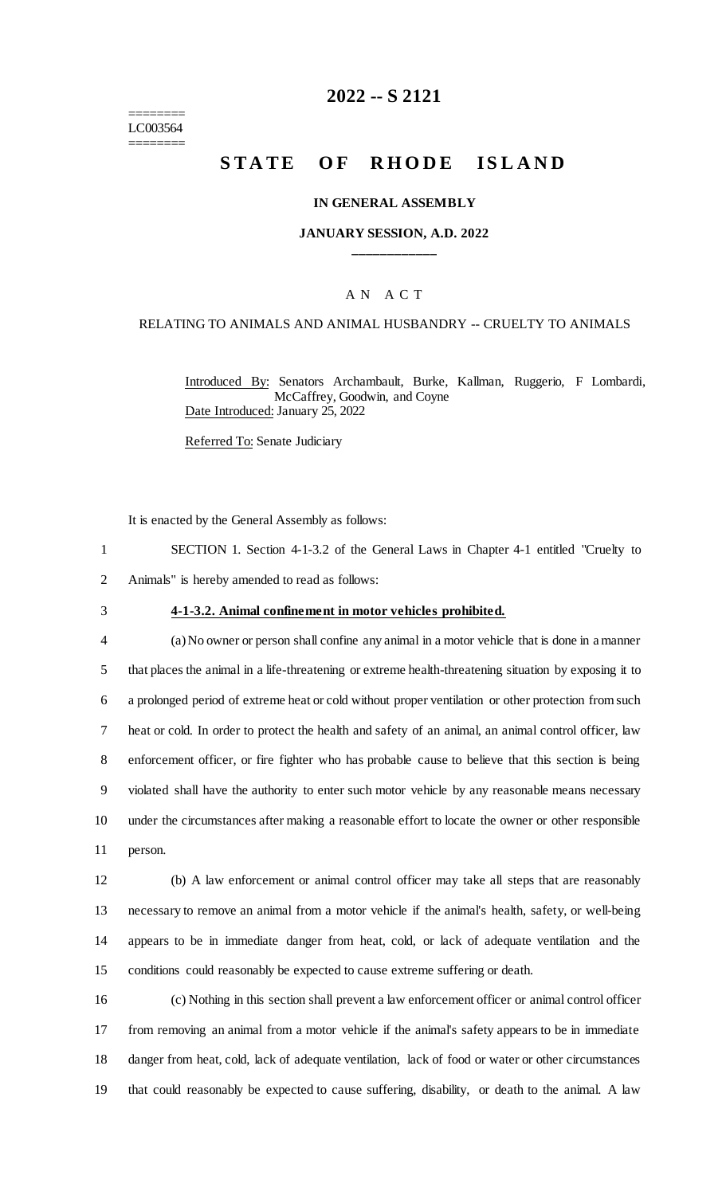========
LC003564
========

# 2022 -- S 2121

# STATE OF RHODE ISLAND

**IN GENERAL ASSEMBLY**

**JANUARY SESSION, A.D. 2022**

A N A C T

RELATING TO ANIMALS AND ANIMAL HUSBANDRY -- CRUELTY TO ANIMALS

Introduced By: Senators Archambault, Burke, Kallman, Ruggerio, F Lombardi, McCaffrey, Goodwin, and Coyne

Date Introduced: January 25, 2022

Referred To: Senate Judiciary

It is enacted by the General Assembly as follows:

1 SECTION 1. Section 4-1-3.2 of the General Laws in Chapter 4-1 entitled "Cruelty to
2 Animals" is hereby amended to read as follows:

3 **4-1-3.2. Animal confinement in motor vehicles prohibited.**

4 (a) No owner or person shall confine any animal in a motor vehicle that is done in a manner
5 that places the animal in a life-threatening or extreme health-threatening situation by exposing it to
6 a prolonged period of extreme heat or cold without proper ventilation or other protection from such
7 heat or cold. In order to protect the health and safety of an animal, an animal control officer, law
8 enforcement officer, or fire fighter who has probable cause to believe that this section is being
9 violated shall have the authority to enter such motor vehicle by any reasonable means necessary
10 under the circumstances after making a reasonable effort to locate the owner or other responsible
11 person.

12 (b) A law enforcement or animal control officer may take all steps that are reasonably
13 necessary to remove an animal from a motor vehicle if the animal's health, safety, or well-being
14 appears to be in immediate danger from heat, cold, or lack of adequate ventilation and the
15 conditions could reasonably be expected to cause extreme suffering or death.

16 (c) Nothing in this section shall prevent a law enforcement officer or animal control officer
17 from removing an animal from a motor vehicle if the animal's safety appears to be in immediate
18 danger from heat, cold, lack of adequate ventilation, lack of food or water or other circumstances
19 that could reasonably be expected to cause suffering, disability, or death to the animal. A law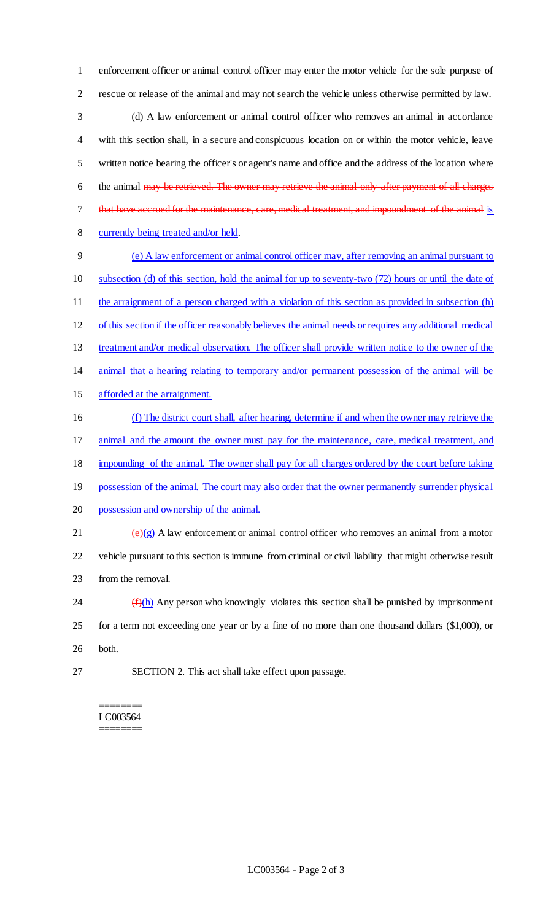enforcement officer or animal control officer may enter the motor vehicle for the sole purpose of rescue or release of the animal and may not search the vehicle unless otherwise permitted by law.

(d) A law enforcement or animal control officer who removes an animal in accordance with this section shall, in a secure and conspicuous location on or within the motor vehicle, leave written notice bearing the officer's or agent's name and office and the address of the location where the animal ~~may be retrieved. The owner may retrieve the animal only after payment of all charges that have accrued for the maintenance, care, medical treatment, and impoundment of the animal~~ is currently being treated and/or held.

(e) A law enforcement or animal control officer may, after removing an animal pursuant to subsection (d) of this section, hold the animal for up to seventy-two (72) hours or until the date of the arraignment of a person charged with a violation of this section as provided in subsection (h) of this section if the officer reasonably believes the animal needs or requires any additional medical treatment and/or medical observation. The officer shall provide written notice to the owner of the animal that a hearing relating to temporary and/or permanent possession of the animal will be afforded at the arraignment.

(f) The district court shall, after hearing, determine if and when the owner may retrieve the animal and the amount the owner must pay for the maintenance, care, medical treatment, and impounding of the animal. The owner shall pay for all charges ordered by the court before taking possession of the animal. The court may also order that the owner permanently surrender physical possession and ownership of the animal.

~~(e)~~(g) A law enforcement or animal control officer who removes an animal from a motor vehicle pursuant to this section is immune from criminal or civil liability that might otherwise result from the removal.

~~(f)~~(h) Any person who knowingly violates this section shall be punished by imprisonment for a term not exceeding one year or by a fine of no more than one thousand dollars ($1,000), or both.

SECTION 2. This act shall take effect upon passage.

========
LC003564
========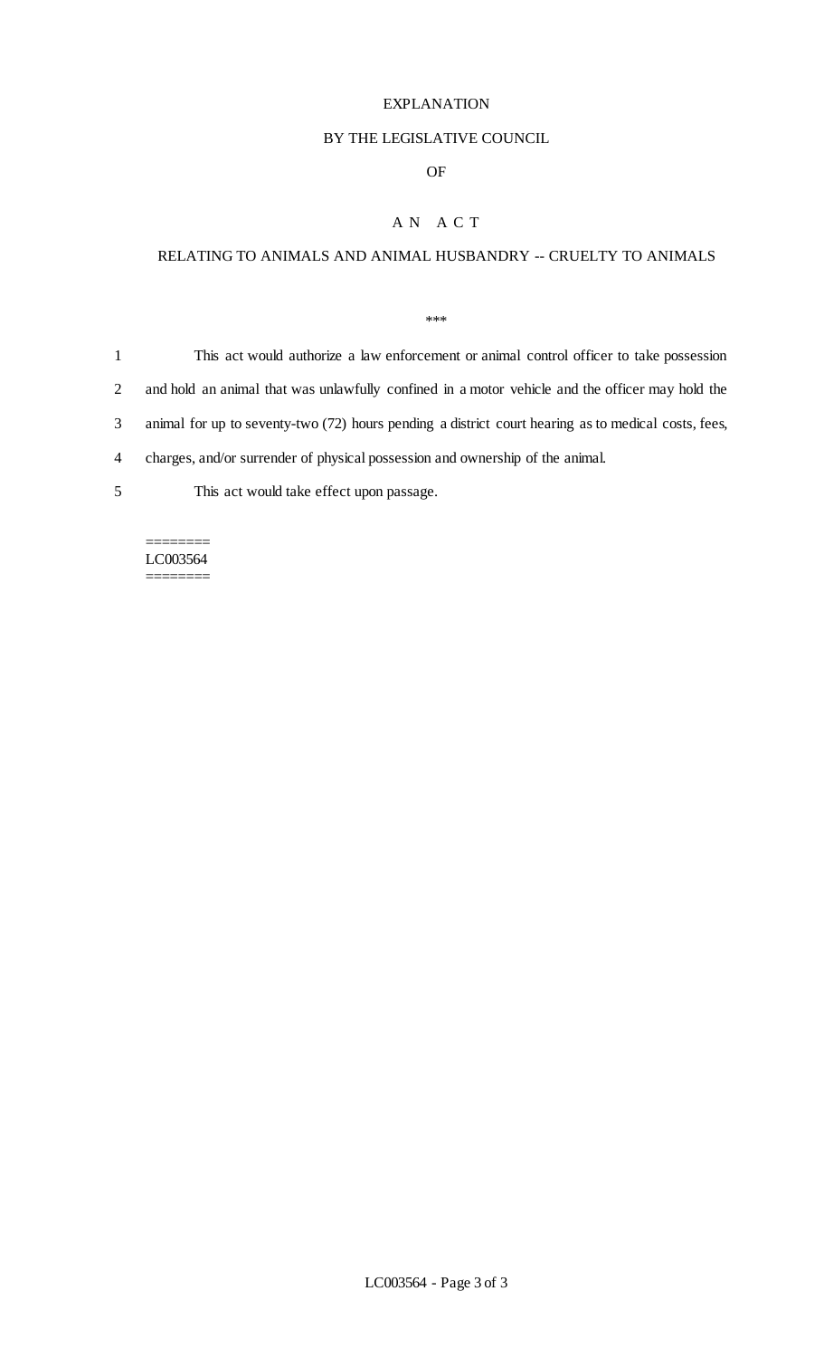EXPLANATION

BY THE LEGISLATIVE COUNCIL

OF

A N A C T

RELATING TO ANIMALS AND ANIMAL HUSBANDRY -- CRUELTY TO ANIMALS

***

1 This act would authorize a law enforcement or animal control officer to take possession
2 and hold an animal that was unlawfully confined in a motor vehicle and the officer may hold the
3 animal for up to seventy-two (72) hours pending a district court hearing as to medical costs, fees,
4 charges, and/or surrender of physical possession and ownership of the animal.
5 This act would take effect upon passage.

========
LC003564
========